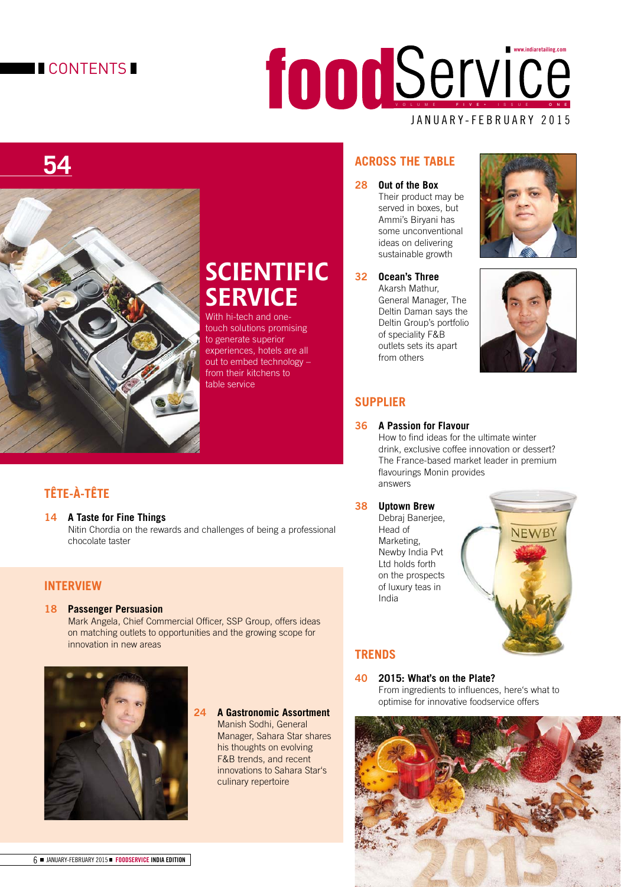# CONTENTS

# foodService

VOLUME FIVE • ISSUE ONE

JANUARY-FEBRUARY 2015

## 54

## SCIENTIFIC SERVICE

With hi-tech and one-touch solutions promising to generate superior experiences, hotels are all out to embed technology – from their kitchens to table service

## TÊTE-À-TÊTE

**14 A Taste for Fine Things**
Nitin Chordia on the rewards and challenges of being a professional chocolate taster

## INTERVIEW

**18 Passenger Persuasion**
Mark Angela, Chief Commercial Officer, SSP Group, offers ideas on matching outlets to opportunities and the growing scope for innovation in new areas

**24 A Gastronomic Assortment**
Manish Sodhi, General Manager, Sahara Star shares his thoughts on evolving F&B trends, and recent innovations to Sahara Star's culinary repertoire

## ACROSS THE TABLE

**28 Out of the Box**
Their product may be served in boxes, but Ammi's Biryani has some unconventional ideas on delivering sustainable growth

**32 Ocean's Three**
Akarsh Mathur, General Manager, The Deltin Daman says the Deltin Group's portfolio of speciality F&B outlets sets its apart from others

## SUPPLIER

**36 A Passion for Flavour**
How to find ideas for the ultimate winter drink, exclusive coffee innovation or dessert? The France-based market leader in premium flavourings Monin provides answers

**38 Uptown Brew**
Debraj Banerjee, Head of Marketing, Newby India Pvt Ltd holds forth on the prospects of luxury teas in India

## TRENDS

**40 2015: What's on the Plate?**
From ingredients to influences, here's what to optimise for innovative foodservice offers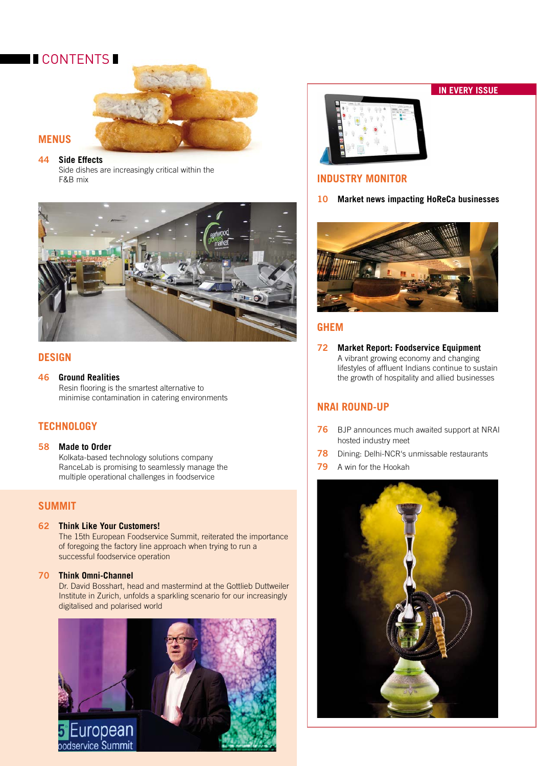# CONTENTS

## MENUS

**44 Side Effects**
Side dishes are increasingly critical within the F&B mix

## DESIGN

**46 Ground Realities**
Resin flooring is the smartest alternative to minimise contamination in catering environments

## TECHNOLOGY

**58 Made to Order**
Kolkata-based technology solutions company RanceLab is promising to seamlessly manage the multiple operational challenges in foodservice

## SUMMIT

**62 Think Like Your Customers!**
The 15th European Foodservice Summit, reiterated the importance of foregoing the factory line approach when trying to run a successful foodservice operation

**70 Think Omni-Channel**
Dr. David Bosshart, head and mastermind at the Gottlieb Duttweiler Institute in Zurich, unfolds a sparkling scenario for our increasingly digitalised and polarised world

## IN EVERY ISSUE

### INDUSTRY MONITOR

**10 Market news impacting HoReCa businesses**

### GHEM

**72 Market Report: Foodservice Equipment**
A vibrant growing economy and changing lifestyles of affluent Indians continue to sustain the growth of hospitality and allied businesses

### NRAI ROUND-UP

- 76 BJP announces much awaited support at NRAI hosted industry meet
- 78 Dining: Delhi-NCR's unmissable restaurants
- 79 A win for the Hookah